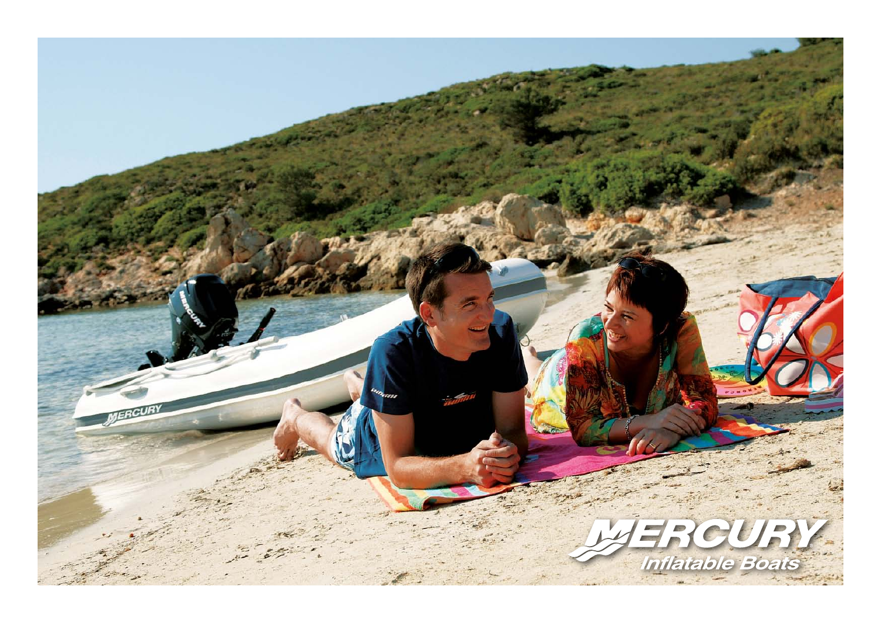MERCURY

Inflatable Boats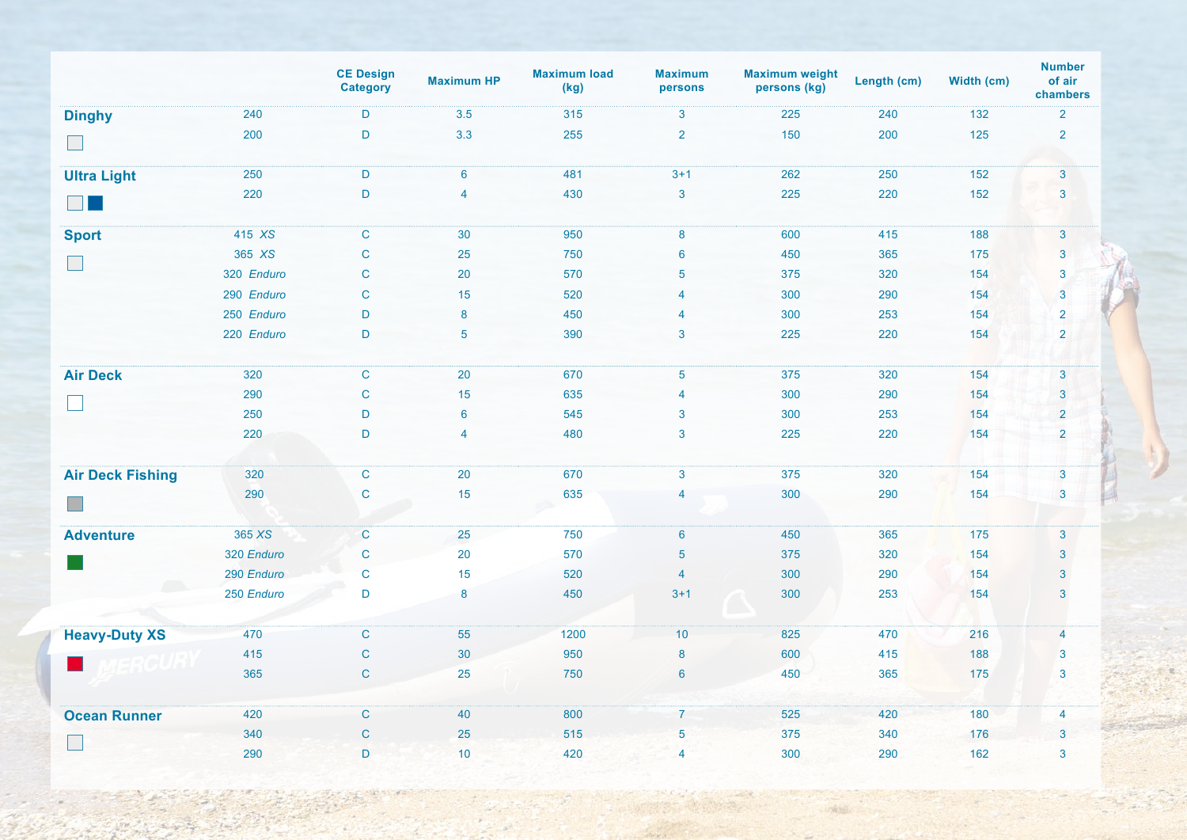| | | CE Design Category | Maximum HP | Maximum load (kg) | Maximum persons | Maximum weight persons (kg) | Length (cm) | Width (cm) | Number of air chambers |
|---|---|---|---|---|---|---|---|---|---|
| **Dinghy** | 240 | D | 3.5 | 315 | 3 | 225 | 240 | 132 | 2 |
| | 200 | D | 3.3 | 255 | 2 | 150 | 200 | 125 | 2 |
| **Ultra Light** | 250 | D | 6 | 481 | 3+1 | 262 | 250 | 152 | 3 |
| | 220 | D | 4 | 430 | 3 | 225 | 220 | 152 | 3 |
| **Sport** | 415 *XS* | C | 30 | 950 | 8 | 600 | 415 | 188 | 3 |
| | 365 *XS* | C | 25 | 750 | 6 | 450 | 365 | 175 | 3 |
| | 320 *Enduro* | C | 20 | 570 | 5 | 375 | 320 | 154 | 3 |
| | 290 *Enduro* | C | 15 | 520 | 4 | 300 | 290 | 154 | 3 |
| | 250 *Enduro* | D | 8 | 450 | 4 | 300 | 253 | 154 | 2 |
| | 220 *Enduro* | D | 5 | 390 | 3 | 225 | 220 | 154 | 2 |
| **Air Deck** | 320 | C | 20 | 670 | 5 | 375 | 320 | 154 | 3 |
| | 290 | C | 15 | 635 | 4 | 300 | 290 | 154 | 3 |
| | 250 | D | 6 | 545 | 3 | 300 | 253 | 154 | 2 |
| | 220 | D | 4 | 480 | 3 | 225 | 220 | 154 | 2 |
| **Air Deck Fishing** | 320 | C | 20 | 670 | 3 | 375 | 320 | 154 | 3 |
| | 290 | C | 15 | 635 | 4 | 300 | 290 | 154 | 3 |
| **Adventure** | 365 *XS* | C | 25 | 750 | 6 | 450 | 365 | 175 | 3 |
| | 320 *Enduro* | C | 20 | 570 | 5 | 375 | 320 | 154 | 3 |
| | 290 *Enduro* | C | 15 | 520 | 4 | 300 | 290 | 154 | 3 |
| | 250 *Enduro* | D | 8 | 450 | 3+1 | 300 | 253 | 154 | 3 |
| **Heavy-Duty XS** | 470 | C | 55 | 1200 | 10 | 825 | 470 | 216 | 4 |
| | 415 | C | 30 | 950 | 8 | 600 | 415 | 188 | 3 |
| | 365 | C | 25 | 750 | 6 | 450 | 365 | 175 | 3 |
| **Ocean Runner** | 420 | C | 40 | 800 | 7 | 525 | 420 | 180 | 4 |
| | 340 | C | 25 | 515 | 5 | 375 | 340 | 176 | 3 |
| | 290 | D | 10 | 420 | 4 | 300 | 290 | 162 | 3 |